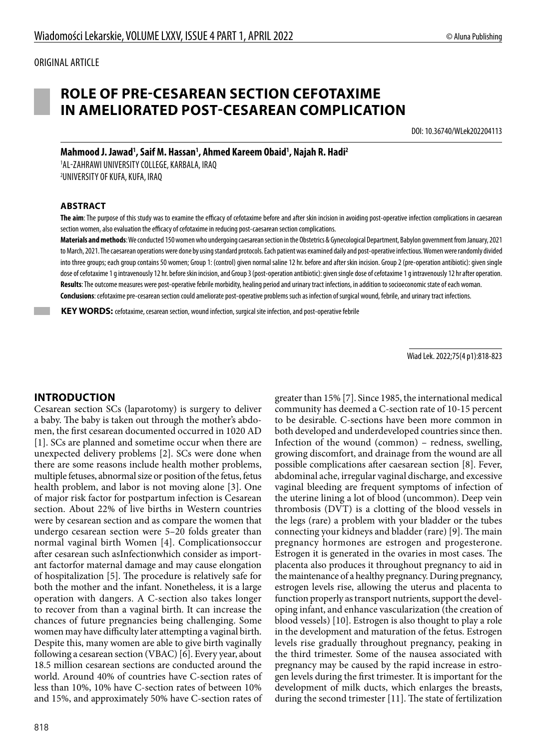ORIGINAL ARTICLE

# ROLE OF PRE-CESAREAN SECTION CEFOTAXIME IN AMELIORATED POST-CESAREAN COMPLICATION

DOI: 10.36740/WLek202204113

**Mahmood J. Jawad[1], Saif M. Hassan[1], Ahmed Kareem Obaid[1], Najah R. Hadi[2]**

[1]AL-ZAHRAWI UNIVERSITY COLLEGE, KARBALA, IRAQ
[2]UNIVERSITY OF KUFA, KUFA, IRAQ

## ABSTRACT

**The aim**: The purpose of this study was to examine the efficacy of cefotaxime before and after skin incision in avoiding post-operative infection complications in caesarean section women, also evaluation the efficacy of cefotaxime in reducing post-caesarean section complications.

**Materials and methods**: We conducted 150 women who undergoing caesarean section in the Obstetrics & Gynecological Department, Babylon government from January, 2021 to March, 2021. The caesarean operations were done by using standard protocols. Each patient was examined daily and post-operative infectious. Women were randomly divided into three groups; each group contains 50 women; Group 1: (control) given normal saline 12 hr. before and after skin incision. Group 2 (pre-operation antibiotic): given single dose of cefotaxime 1 g intravenously 12 hr. before skin incision, and Group 3 (post-operation antibiotic): given single dose of cefotaxime 1 g intravenously 12 hr after operation.

**Results**: The outcome measures were post-operative febrile morbidity, healing period and urinary tract infections, in addition to socioeconomic state of each woman.

**Conclusions**: cefotaxime pre-cesarean section could ameliorate post-operative problems such as infection of surgical wound, febrile, and urinary tract infections.

**KEY WORDS:** cefotaxime, cesarean section, wound infection, surgical site infection, and post-operative febrile

Wiad Lek. 2022;75(4 p1):818-823

## INTRODUCTION

Cesarean section SCs (laparotomy) is surgery to deliver a baby. The baby is taken out through the mother's abdomen, the first cesarean documented occurred in 1020 AD [1]. SCs are planned and sometime occur when there are unexpected delivery problems [2]. SCs were done when there are some reasons include health mother problems, multiple fetuses, abnormal size or position of the fetus, fetus health problem, and labor is not moving alone [3]. One of major risk factor for postpartum infection is Cesarean section. About 22% of live births in Western countries were by cesarean section and as compare the women that undergo cesarean section were 5–20 folds greater than normal vaginal birth Women [4]. Complicationsoccur after cesarean such asInfectionwhich consider as importantfactorfor maternal damage and may cause elongation of hospitalization [5]. The procedure is relatively safe for both the mother and the infant. Nonetheless, it is a large operation with dangers. A C-section also takes longer to recover from than a vaginal birth. It can increase the chances of future pregnancies being challenging. Some women may have difficulty later attempting a vaginal birth. Despite this, many women are able to give birth vaginally following a cesarean section (VBAC) [6]. Every year, about 18.5 million cesarean sections are conducted around the world. Around 40% of countries have C-section rates of less than 10%, 10% have C-section rates of between 10% and 15%, and approximately 50% have C-section rates of greater than 15% [7]. Since 1985, the international medical community has deemed a C-section rate of 10-15 percent to be desirable. C-sections have been more common in both developed and underdeveloped countries since then. Infection of the wound (common) – redness, swelling, growing discomfort, and drainage from the wound are all possible complications after caesarean section [8]. Fever, abdominal ache, irregular vaginal discharge, and excessive vaginal bleeding are frequent symptoms of infection of the uterine lining a lot of blood (uncommon). Deep vein thrombosis (DVT) is a clotting of the blood vessels in the legs (rare) a problem with your bladder or the tubes connecting your kidneys and bladder (rare) [9]. The main pregnancy hormones are estrogen and progesterone. Estrogen it is generated in the ovaries in most cases. The placenta also produces it throughout pregnancy to aid in the maintenance of a healthy pregnancy. During pregnancy, estrogen levels rise, allowing the uterus and placenta to function properly as transport nutrients, support the developing infant, and enhance vascularization (the creation of blood vessels) [10]. Estrogen is also thought to play a role in the development and maturation of the fetus. Estrogen levels rise gradually throughout pregnancy, peaking in the third trimester. Some of the nausea associated with pregnancy may be caused by the rapid increase in estrogen levels during the first trimester. It is important for the development of milk ducts, which enlarges the breasts, during the second trimester [11]. The state of fertilization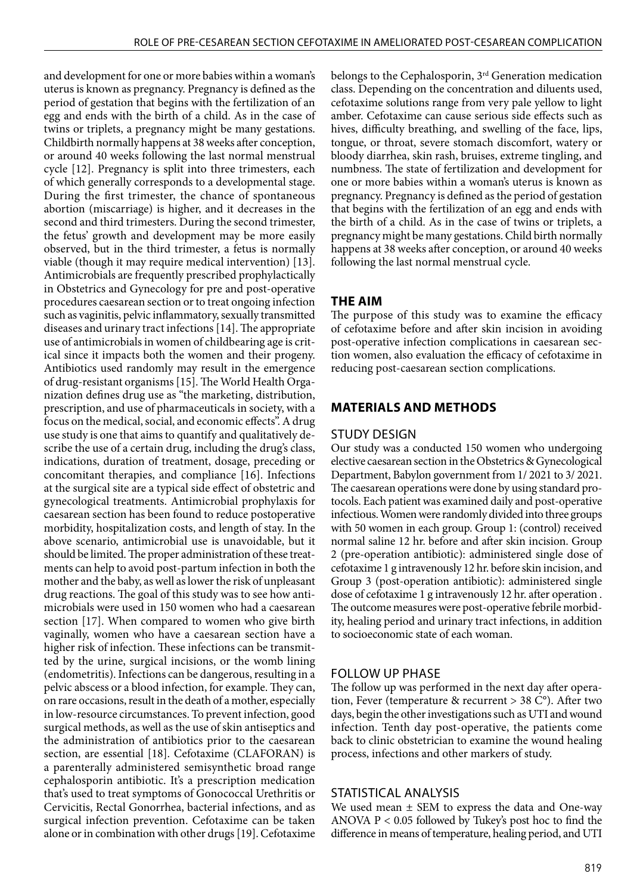and development for one or more babies within a woman's uterus is known as pregnancy. Pregnancy is defined as the period of gestation that begins with the fertilization of an egg and ends with the birth of a child. As in the case of twins or triplets, a pregnancy might be many gestations. Childbirth normally happens at 38 weeks after conception, or around 40 weeks following the last normal menstrual cycle [12]. Pregnancy is split into three trimesters, each of which generally corresponds to a developmental stage. During the first trimester, the chance of spontaneous abortion (miscarriage) is higher, and it decreases in the second and third trimesters. During the second trimester, the fetus' growth and development may be more easily observed, but in the third trimester, a fetus is normally viable (though it may require medical intervention) [13]. Antimicrobials are frequently prescribed prophylactically in Obstetrics and Gynecology for pre and post-operative procedures caesarean section or to treat ongoing infection such as vaginitis, pelvic inflammatory, sexually transmitted diseases and urinary tract infections [14]. The appropriate use of antimicrobials in women of childbearing age is critical since it impacts both the women and their progeny. Antibiotics used randomly may result in the emergence of drug-resistant organisms [15]. The World Health Organization defines drug use as "the marketing, distribution, prescription, and use of pharmaceuticals in society, with a focus on the medical, social, and economic effects". A drug use study is one that aims to quantify and qualitatively describe the use of a certain drug, including the drug's class, indications, duration of treatment, dosage, preceding or concomitant therapies, and compliance [16]. Infections at the surgical site are a typical side effect of obstetric and gynecological treatments. Antimicrobial prophylaxis for caesarean section has been found to reduce postoperative morbidity, hospitalization costs, and length of stay. In the above scenario, antimicrobial use is unavoidable, but it should be limited. The proper administration of these treatments can help to avoid post-partum infection in both the mother and the baby, as well as lower the risk of unpleasant drug reactions. The goal of this study was to see how antimicrobials were used in 150 women who had a caesarean section [17]. When compared to women who give birth vaginally, women who have a caesarean section have a higher risk of infection. These infections can be transmitted by the urine, surgical incisions, or the womb lining (endometritis). Infections can be dangerous, resulting in a pelvic abscess or a blood infection, for example. They can, on rare occasions, result in the death of a mother, especially in low-resource circumstances. To prevent infection, good surgical methods, as well as the use of skin antiseptics and the administration of antibiotics prior to the caesarean section, are essential [18]. Cefotaxime (CLAFORAN) is a parenterally administered semisynthetic broad range cephalosporin antibiotic. It's a prescription medication that's used to treat symptoms of Gonococcal Urethritis or Cervicitis, Rectal Gonorrhea, bacterial infections, and as surgical infection prevention. Cefotaxime can be taken alone or in combination with other drugs [19]. Cefotaxime belongs to the Cephalosporin, 3rd Generation medication class. Depending on the concentration and diluents used, cefotaxime solutions range from very pale yellow to light amber. Cefotaxime can cause serious side effects such as hives, difficulty breathing, and swelling of the face, lips, tongue, or throat, severe stomach discomfort, watery or bloody diarrhea, skin rash, bruises, extreme tingling, and numbness. The state of fertilization and development for one or more babies within a woman's uterus is known as pregnancy. Pregnancy is defined as the period of gestation that begins with the fertilization of an egg and ends with the birth of a child. As in the case of twins or triplets, a pregnancy might be many gestations. Child birth normally happens at 38 weeks after conception, or around 40 weeks following the last normal menstrual cycle.

## THE AIM

The purpose of this study was to examine the efficacy of cefotaxime before and after skin incision in avoiding post-operative infection complications in caesarean section women, also evaluation the efficacy of cefotaxime in reducing post-caesarean section complications.

## MATERIALS AND METHODS

### STUDY DESIGN

Our study was a conducted 150 women who undergoing elective caesarean section in the Obstetrics & Gynecological Department, Babylon government from 1/ 2021 to 3/ 2021. The caesarean operations were done by using standard protocols. Each patient was examined daily and post-operative infectious. Women were randomly divided into three groups with 50 women in each group. Group 1: (control) received normal saline 12 hr. before and after skin incision. Group 2 (pre-operation antibiotic): administered single dose of cefotaxime 1 g intravenously 12 hr. before skin incision, and Group 3 (post-operation antibiotic): administered single dose of cefotaxime 1 g intravenously 12 hr. after operation . The outcome measures were post-operative febrile morbidity, healing period and urinary tract infections, in addition to socioeconomic state of each woman.

### FOLLOW UP PHASE

The follow up was performed in the next day after operation, Fever (temperature & recurrent > 38 C°). After two days, begin the other investigations such as UTI and wound infection. Tenth day post-operative, the patients come back to clinic obstetrician to examine the wound healing process, infections and other markers of study.

### STATISTICAL ANALYSIS

We used mean ± SEM to express the data and One-way ANOVA $P < 0.05$ followed by Tukey's post hoc to find the difference in means of temperature, healing period, and UTI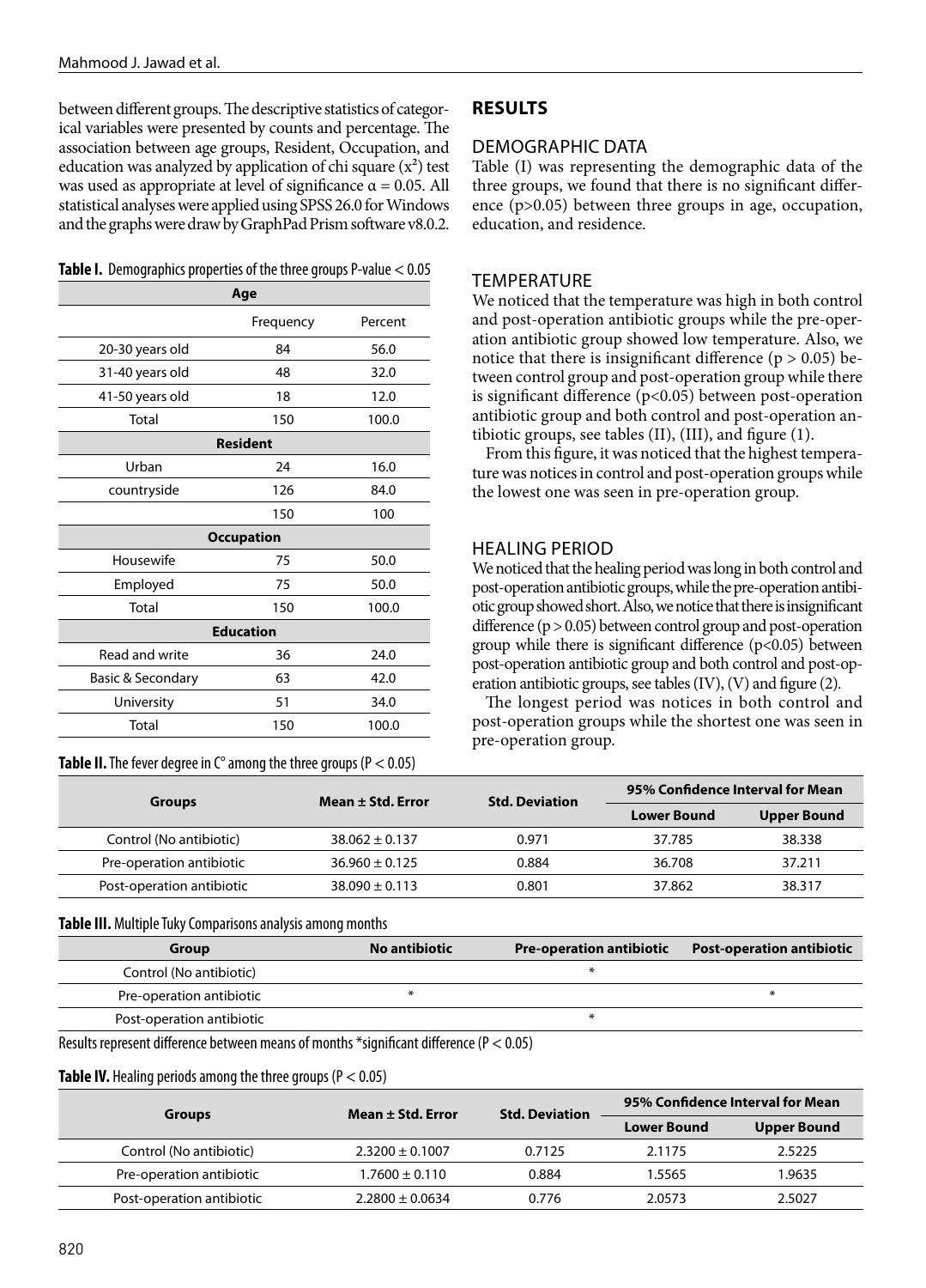between different groups. The descriptive statistics of categorical variables were presented by counts and percentage. The association between age groups, Resident, Occupation, and education was analyzed by application of chi square ($x^2$) test was used as appropriate at level of significance $\alpha = 0.05$. All statistical analyses were applied using SPSS 26.0 for Windows and the graphs were draw by GraphPad Prism software v8.0.2.

**Table I.** Demographics properties of the three groups P-value < 0.05

| | Frequency | Percent |
|---|---|---|
| **Age** | | |
| 20-30 years old | 84 | 56.0 |
| 31-40 years old | 48 | 32.0 |
| 41-50 years old | 18 | 12.0 |
| Total | 150 | 100.0 |
| **Resident** | | |
| Urban | 24 | 16.0 |
| countryside | 126 | 84.0 |
| | 150 | 100 |
| **Occupation** | | |
| Housewife | 75 | 50.0 |
| Employed | 75 | 50.0 |
| Total | 150 | 100.0 |
| **Education** | | |
| Read and write | 36 | 24.0 |
| Basic & Secondary | 63 | 42.0 |
| University | 51 | 34.0 |
| Total | 150 | 100.0 |

## RESULTS

### DEMOGRAPHIC DATA

Table (I) was representing the demographic data of the three groups, we found that there is no significant difference ($p>0.05$) between three groups in age, occupation, education, and residence.

### TEMPERATURE

We noticed that the temperature was high in both control and post-operation antibiotic groups while the pre-operation antibiotic group showed low temperature. Also, we notice that there is insignificant difference ($p > 0.05$) between control group and post-operation group while there is significant difference ($p<0.05$) between post-operation antibiotic group and both control and post-operation antibiotic groups, see tables (II), (III), and figure (1).

From this figure, it was noticed that the highest temperature was notices in control and post-operation groups while the lowest one was seen in pre-operation group.

### HEALING PERIOD

We noticed that the healing period was long in both control and post-operation antibiotic groups, while the pre-operation antibiotic group showed short. Also, we notice that there is insignificant difference ($p > 0.05$) between control group and post-operation group while there is significant difference ($p<0.05$) between post-operation antibiotic group and both control and post-operation antibiotic groups, see tables (IV), (V) and figure (2).

The longest period was notices in both control and post-operation groups while the shortest one was seen in pre-operation group.

**Table II.** The fever degree in C° among the three groups ($P < 0.05$)

| Groups | Mean ± Std. Error | Std. Deviation | 95% Confidence Interval for Mean | |
|---|---|---|---|---|
| | | | Lower Bound | Upper Bound |
| Control (No antibiotic) | 38.062 ± 0.137 | 0.971 | 37.785 | 38.338 |
| Pre-operation antibiotic | 36.960 ± 0.125 | 0.884 | 36.708 | 37.211 |
| Post-operation antibiotic | 38.090 ± 0.113 | 0.801 | 37.862 | 38.317 |

**Table III.** Multiple Tuky Comparisons analysis among months

| Group | No antibiotic | Pre-operation antibiotic | Post-operation antibiotic |
|---|---|---|---|
| Control (No antibiotic) | | * | |
| Pre-operation antibiotic | * | | * |
| Post-operation antibiotic | | * | |

Results represent difference between means of months *significant difference ($P < 0.05$)

**Table IV.** Healing periods among the three groups ($P < 0.05$)

| Groups | Mean ± Std. Error | Std. Deviation | 95% Confidence Interval for Mean | |
|---|---|---|---|---|
| | | | Lower Bound | Upper Bound |
| Control (No antibiotic) | 2.3200 ± 0.1007 | 0.7125 | 2.1175 | 2.5225 |
| Pre-operation antibiotic | 1.7600 ± 0.110 | 0.884 | 1.5565 | 1.9635 |
| Post-operation antibiotic | 2.2800 ± 0.0634 | 0.776 | 2.0573 | 2.5027 |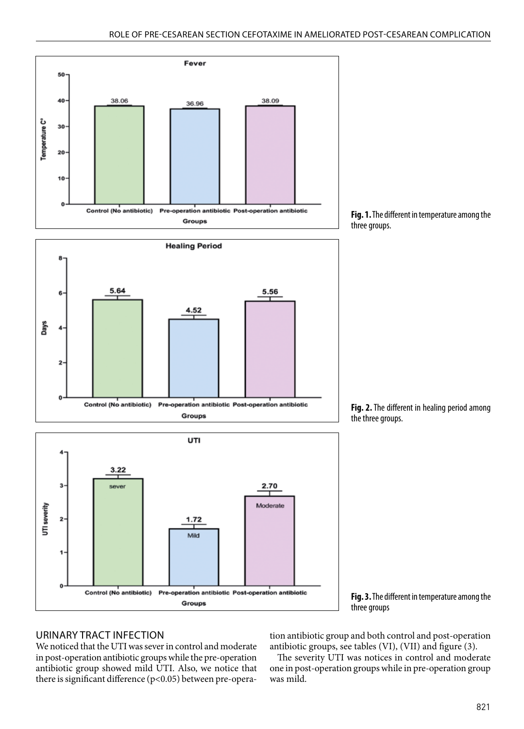Fig. 1. The different in temperature among the three groups.

Fig. 2. The different in healing period among the three groups.

Fig. 3. The different in temperature among the three groups

## URINARY TRACT INFECTION

We noticed that the UTI was sever in control and moderate in post-operation antibiotic groups while the pre-operation antibiotic group showed mild UTI. Also, we notice that there is significant difference ($p<0.05$) between pre-operation antibiotic group and both control and post-operation antibiotic groups, see tables (VI), (VII) and figure (3).

The severity UTI was notices in control and moderate one in post-operation groups while in pre-operation group was mild.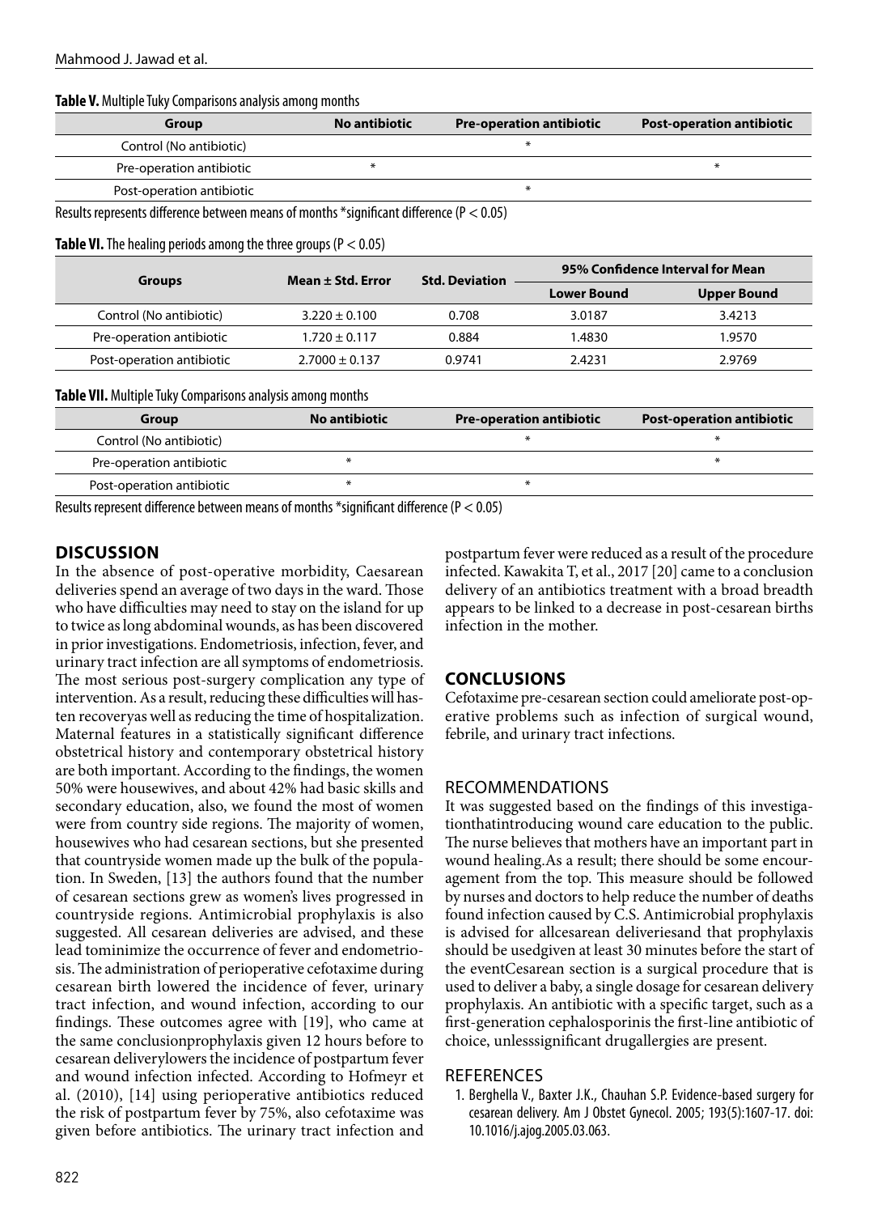**Table V.** Multiple Tuky Comparisons analysis among months

| Group | No antibiotic | Pre-operation antibiotic | Post-operation antibiotic |
|---|---|---|---|
| Control (No antibiotic) | | * | |
| Pre-operation antibiotic | * | | * |
| Post-operation antibiotic | | * | |

Results represents difference between means of months *significant difference (P < 0.05)

**Table VI.** The healing periods among the three groups (P < 0.05)

| Groups | Mean ± Std. Error | Std. Deviation | 95% Confidence Interval for Mean | |
|---|---|---|---|---|
| | | | Lower Bound | Upper Bound |
| Control (No antibiotic) | 3.220 ± 0.100 | 0.708 | 3.0187 | 3.4213 |
| Pre-operation antibiotic | 1.720 ± 0.117 | 0.884 | 1.4830 | 1.9570 |
| Post-operation antibiotic | 2.7000 ± 0.137 | 0.9741 | 2.4231 | 2.9769 |

**Table VII.** Multiple Tuky Comparisons analysis among months

| Group | No antibiotic | Pre-operation antibiotic | Post-operation antibiotic |
|---|---|---|---|
| Control (No antibiotic) | | * | * |
| Pre-operation antibiotic | * | | * |
| Post-operation antibiotic | * | * | |

Results represent difference between means of months *significant difference (P < 0.05)

## DISCUSSION

In the absence of post-operative morbidity, Caesarean deliveries spend an average of two days in the ward. Those who have difficulties may need to stay on the island for up to twice as long abdominal wounds, as has been discovered in prior investigations. Endometriosis, infection, fever, and urinary tract infection are all symptoms of endometriosis. The most serious post-surgery complication any type of intervention. As a result, reducing these difficulties will hasten recoveryas well as reducing the time of hospitalization. Maternal features in a statistically significant difference obstetrical history and contemporary obstetrical history are both important. According to the findings, the women 50% were housewives, and about 42% had basic skills and secondary education, also, we found the most of women were from country side regions. The majority of women, housewives who had cesarean sections, but she presented that countryside women made up the bulk of the population. In Sweden, [13] the authors found that the number of cesarean sections grew as women's lives progressed in countryside regions. Antimicrobial prophylaxis is also suggested. All cesarean deliveries are advised, and these lead tominimize the occurrence of fever and endometriosis. The administration of perioperative cefotaxime during cesarean birth lowered the incidence of fever, urinary tract infection, and wound infection, according to our findings. These outcomes agree with [19], who came at the same conclusionprophylaxis given 12 hours before to cesarean deliverylowers the incidence of postpartum fever and wound infection infected. According to Hofmeyr et al. (2010), [14] using perioperative antibiotics reduced the risk of postpartum fever by 75%, also cefotaxime was given before antibiotics. The urinary tract infection and postpartum fever were reduced as a result of the procedure infected. Kawakita T, et al., 2017 [20] came to a conclusion delivery of an antibiotics treatment with a broad breadth appears to be linked to a decrease in post-cesarean births infection in the mother.

## CONCLUSIONS

Cefotaxime pre-cesarean section could ameliorate post-operative problems such as infection of surgical wound, febrile, and urinary tract infections.

## RECOMMENDATIONS

It was suggested based on the findings of this investigationthatintroducing wound care education to the public. The nurse believes that mothers have an important part in wound healing.As a result; there should be some encouragement from the top. This measure should be followed by nurses and doctors to help reduce the number of deaths found infection caused by C.S. Antimicrobial prophylaxis is advised for allcesarean deliveriesand that prophylaxis should be usedgiven at least 30 minutes before the start of the eventCesarean section is a surgical procedure that is used to deliver a baby, a single dosage for cesarean delivery prophylaxis. An antibiotic with a specific target, such as a first-generation cephalosporinis the first-line antibiotic of choice, unlesssignificant drugallergies are present.

## REFERENCES

1. Berghella V., Baxter J.K., Chauhan S.P. Evidence-based surgery for cesarean delivery. Am J Obstet Gynecol. 2005; 193(5):1607-17. doi: 10.1016/j.ajog.2005.03.063.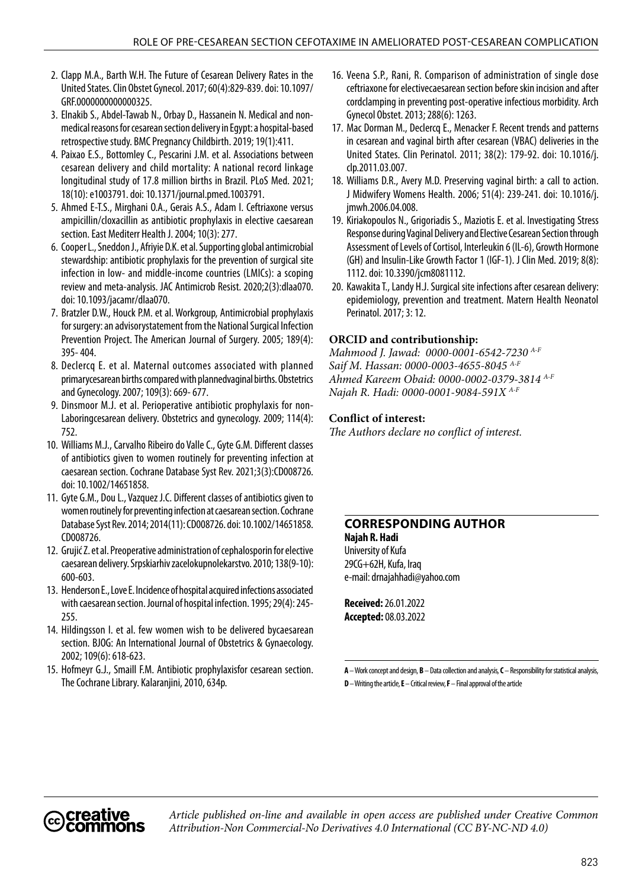2. Clapp M.A., Barth W.H. The Future of Cesarean Delivery Rates in the United States. Clin Obstet Gynecol. 2017; 60(4):829-839. doi: 10.1097/GRF.0000000000000325.
3. Elnakib S., Abdel-Tawab N., Orbay D., Hassanein N. Medical and non-medical reasons for cesarean section delivery in Egypt: a hospital-based retrospective study. BMC Pregnancy Childbirth. 2019; 19(1):411.
4. Paixao E.S., Bottomley C., Pescarini J.M. et al. Associations between cesarean delivery and child mortality: A national record linkage longitudinal study of 17.8 million births in Brazil. PLoS Med. 2021; 18(10): e1003791. doi: 10.1371/journal.pmed.1003791.
5. Ahmed E-T.S., Mirghani O.A., Gerais A.S., Adam I. Ceftriaxone versus ampicillin/cloxacillin as antibiotic prophylaxis in elective caesarean section. East Mediterr Health J. 2004; 10(3): 277.
6. Cooper L., Sneddon J., Afriyie D.K. et al. Supporting global antimicrobial stewardship: antibiotic prophylaxis for the prevention of surgical site infection in low- and middle-income countries (LMICs): a scoping review and meta-analysis. JAC Antimicrob Resist. 2020;2(3):dlaa070. doi: 10.1093/jacamr/dlaa070.
7. Bratzler D.W., Houck P.M. et al. Workgroup, Antimicrobial prophylaxis for surgery: an advisorystatement from the National Surgical Infection Prevention Project. The American Journal of Surgery. 2005; 189(4): 395- 404.
8. Declercq E. et al. Maternal outcomes associated with planned primarycesarean births compared with plannedvaginal births. Obstetrics and Gynecology. 2007; 109(3): 669- 677.
9. Dinsmoor M.J. et al. Perioperative antibiotic prophylaxis for non-Laboringcesarean delivery. Obstetrics and gynecology. 2009; 114(4): 752.
10. Williams M.J., Carvalho Ribeiro do Valle C., Gyte G.M. Different classes of antibiotics given to women routinely for preventing infection at caesarean section. Cochrane Database Syst Rev. 2021;3(3):CD008726. doi: 10.1002/14651858.
11. Gyte G.M., Dou L., Vazquez J.C. Different classes of antibiotics given to women routinely for preventing infection at caesarean section. Cochrane Database Syst Rev. 2014; 2014(11): CD008726. doi: 10.1002/14651858.CD008726.
12. Grujić Z. et al. Preoperative administration of cephalosporin for elective caesarean delivery. Srpskiarhiv zacelokupnolekarstvo. 2010; 138(9-10): 600-603.
13. Henderson E., Love E. Incidence of hospital acquired infections associated with caesarean section. Journal of hospital infection. 1995; 29(4): 245-255.
14. Hildingsson I. et al. few women wish to be delivered bycaesarean section. BJOG: An International Journal of Obstetrics & Gynaecology. 2002; 109(6): 618-623.
15. Hofmeyr G.J., Smaill F.M. Antibiotic prophylaxisfor cesarean section. The Cochrane Library. Kalaranjini, 2010, 634p.
16. Veena S.P., Rani, R. Comparison of administration of single dose ceftriaxone for electivecaesarean section before skin incision and after cordclamping in preventing post-operative infectious morbidity. Arch Gynecol Obstet. 2013; 288(6): 1263.
17. Mac Dorman M., Declercq E., Menacker F. Recent trends and patterns in cesarean and vaginal birth after cesarean (VBAC) deliveries in the United States. Clin Perinatol. 2011; 38(2): 179-92. doi: 10.1016/j.clp.2011.03.007.
18. Williams D.R., Avery M.D. Preserving vaginal birth: a call to action. J Midwifery Womens Health. 2006; 51(4): 239-241. doi: 10.1016/j.jmwh.2006.04.008.
19. Kiriakopoulos N., Grigoriadis S., Maziotis E. et al. Investigating Stress Response during Vaginal Delivery and Elective Cesarean Section through Assessment of Levels of Cortisol, Interleukin 6 (IL-6), Growth Hormone (GH) and Insulin-Like Growth Factor 1 (IGF-1). J Clin Med. 2019; 8(8): 1112. doi: 10.3390/jcm8081112.
20. Kawakita T., Landy H.J. Surgical site infections after cesarean delivery: epidemiology, prevention and treatment. Matern Health Neonatol Perinatol. 2017; 3: 12.

**ORCID and contributionship:**

*Mahmood J. Jawad: 0000-0001-6542-7230 [A-F]*
*Saif M. Hassan: 0000-0003-4655-8045 [A-F]*
*Ahmed Kareem Obaid: 0000-0002-0379-3814 [A-F]*
*Najah R. Hadi: 0000-0001-9084-591X [A-F]*

**Conflict of interest:**

*The Authors declare no conflict of interest.*

## CORRESPONDING AUTHOR

**Najah R. Hadi**
University of Kufa
29CG+62H, Kufa, Iraq
e-mail: drnajahhadi@yahoo.com

**Received:** 26.01.2022
**Accepted:** 08.03.2022

**A** – Work concept and design, **B** – Data collection and analysis, **C** – Responsibility for statistical analysis, **D** – Writing the article, **E** – Critical review, **F** – Final approval of the article

*Article published on-line and available in open access are published under Creative Common Attribution-Non Commercial-No Derivatives 4.0 International (CC BY-NC-ND 4.0)*